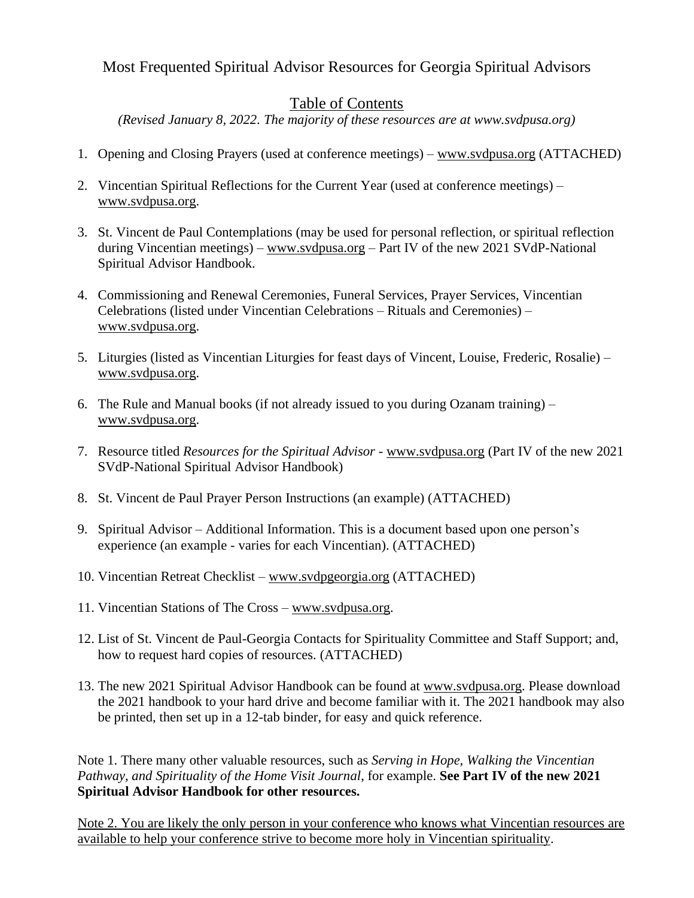# Most Frequented Spiritual Advisor Resources for Georgia Spiritual Advisors

## Table of Contents

*(Revised January 8, 2022. The majority of these resources are at www.svdpusa.org)*

1. Opening and Closing Prayers (used at conference meetings) – www.svdpusa.org (ATTACHED)

2. Vincentian Spiritual Reflections for the Current Year (used at conference meetings) – www.svdpusa.org.

3. St. Vincent de Paul Contemplations (may be used for personal reflection, or spiritual reflection during Vincentian meetings) – www.svdpusa.org – Part IV of the new 2021 SVdP-National Spiritual Advisor Handbook.

4. Commissioning and Renewal Ceremonies, Funeral Services, Prayer Services, Vincentian Celebrations (listed under Vincentian Celebrations – Rituals and Ceremonies) – www.svdpusa.org.

5. Liturgies (listed as Vincentian Liturgies for feast days of Vincent, Louise, Frederic, Rosalie) – www.svdpusa.org.

6. The Rule and Manual books (if not already issued to you during Ozanam training) – www.svdpusa.org.

7. Resource titled *Resources for the Spiritual Advisor* - www.svdpusa.org (Part IV of the new 2021 SVdP-National Spiritual Advisor Handbook)

8. St. Vincent de Paul Prayer Person Instructions (an example) (ATTACHED)

9. Spiritual Advisor – Additional Information. This is a document based upon one person's experience (an example - varies for each Vincentian). (ATTACHED)

10. Vincentian Retreat Checklist – www.svdpgeorgia.org (ATTACHED)

11. Vincentian Stations of The Cross – www.svdpusa.org.

12. List of St. Vincent de Paul-Georgia Contacts for Spirituality Committee and Staff Support; and, how to request hard copies of resources. (ATTACHED)

13. The new 2021 Spiritual Advisor Handbook can be found at www.svdpusa.org. Please download the 2021 handbook to your hard drive and become familiar with it. The 2021 handbook may also be printed, then set up in a 12-tab binder, for easy and quick reference.

Note 1. There many other valuable resources, such as *Serving in Hope, Walking the Vincentian Pathway, and Spirituality of the Home Visit Journal*, for example. **See Part IV of the new 2021 Spiritual Advisor Handbook for other resources.**

Note 2. You are likely the only person in your conference who knows what Vincentian resources are available to help your conference strive to become more holy in Vincentian spirituality.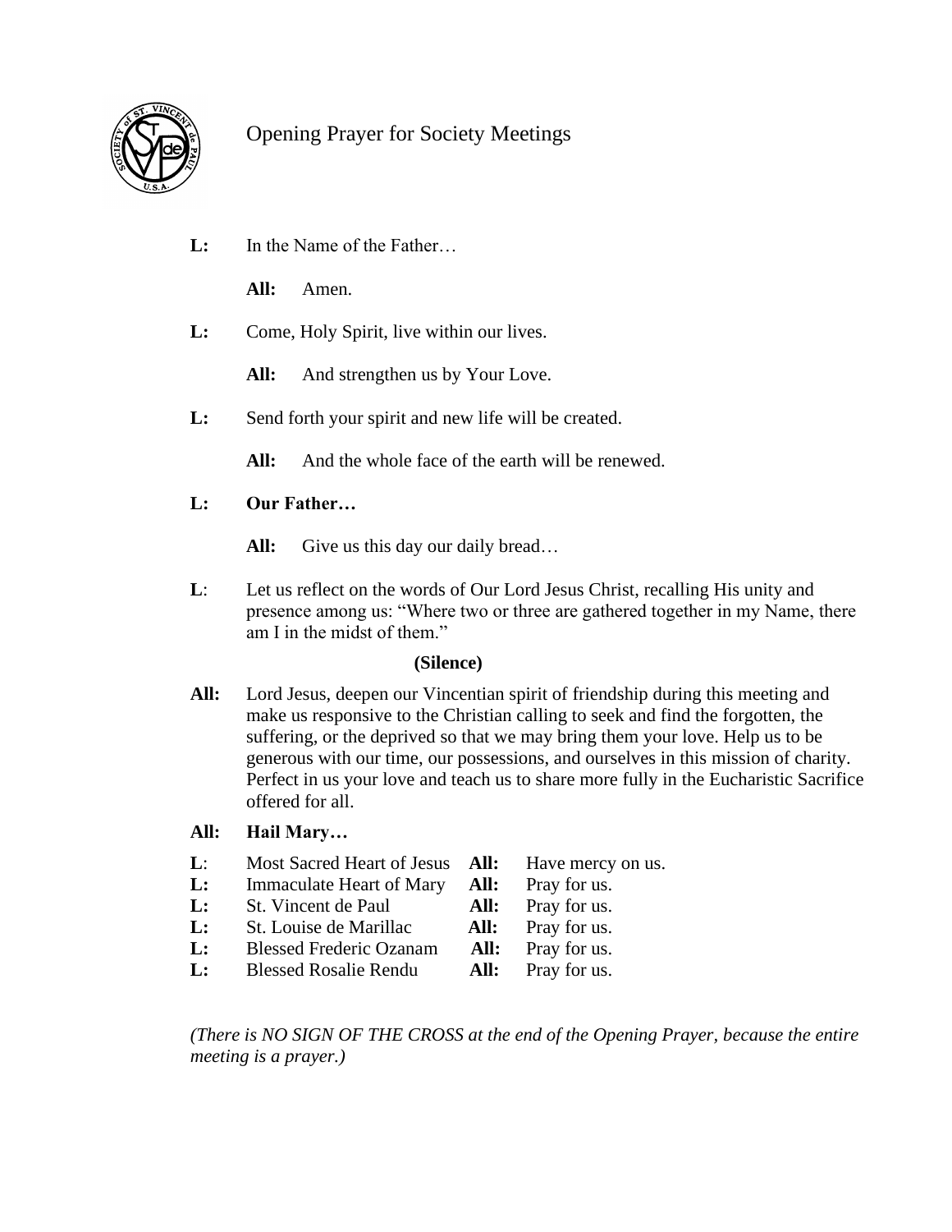# Opening Prayer for Society Meetings

**L:** In the Name of the Father…

**All:** Amen.

**L:** Come, Holy Spirit, live within our lives.

**All:** And strengthen us by Your Love.

**L:** Send forth your spirit and new life will be created.

**All:** And the whole face of the earth will be renewed.

**L:** **Our Father…**

**All:** Give us this day our daily bread…

**L**: Let us reflect on the words of Our Lord Jesus Christ, recalling His unity and presence among us: "Where two or three are gathered together in my Name, there am I in the midst of them."

**(Silence)**

**All:** Lord Jesus, deepen our Vincentian spirit of friendship during this meeting and make us responsive to the Christian calling to seek and find the forgotten, the suffering, or the deprived so that we may bring them your love. Help us to be generous with our time, our possessions, and ourselves in this mission of charity. Perfect in us your love and teach us to share more fully in the Eucharistic Sacrifice offered for all.

**All:** **Hail Mary…**

**L**: Most Sacred Heart of Jesus **All:** Have mercy on us.
**L:** Immaculate Heart of Mary **All:** Pray for us.
**L:** St. Vincent de Paul **All:** Pray for us.
**L:** St. Louise de Marillac **All:** Pray for us.
**L:** Blessed Frederic Ozanam **All:** Pray for us.
**L:** Blessed Rosalie Rendu **All:** Pray for us.

*(There is NO SIGN OF THE CROSS at the end of the Opening Prayer, because the entire meeting is a prayer.)*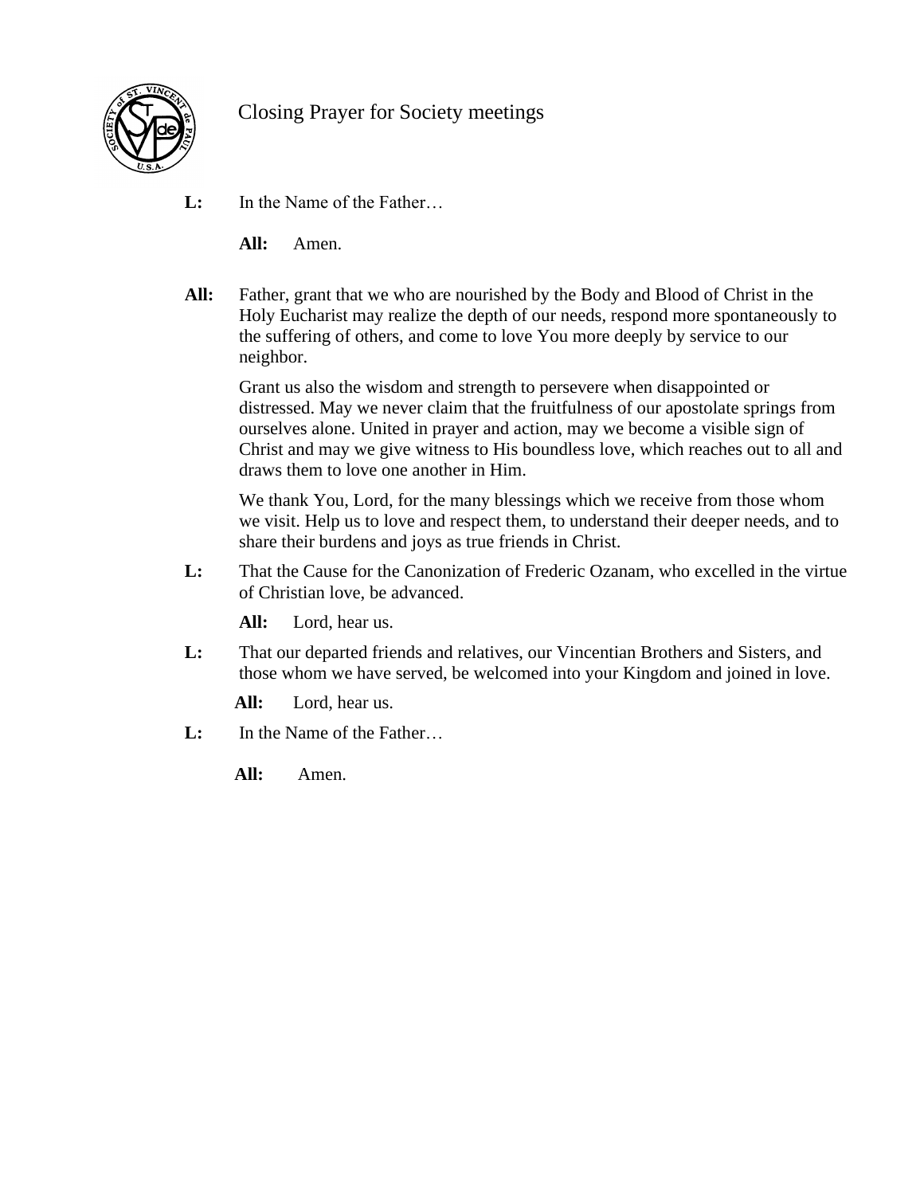# Closing Prayer for Society meetings

**L:** In the Name of the Father…

**All:** Amen.

**All:** Father, grant that we who are nourished by the Body and Blood of Christ in the Holy Eucharist may realize the depth of our needs, respond more spontaneously to the suffering of others, and come to love You more deeply by service to our neighbor.

Grant us also the wisdom and strength to persevere when disappointed or distressed. May we never claim that the fruitfulness of our apostolate springs from ourselves alone. United in prayer and action, may we become a visible sign of Christ and may we give witness to His boundless love, which reaches out to all and draws them to love one another in Him.

We thank You, Lord, for the many blessings which we receive from those whom we visit. Help us to love and respect them, to understand their deeper needs, and to share their burdens and joys as true friends in Christ.

**L:** That the Cause for the Canonization of Frederic Ozanam, who excelled in the virtue of Christian love, be advanced.

**All:** Lord, hear us.

**L:** That our departed friends and relatives, our Vincentian Brothers and Sisters, and those whom we have served, be welcomed into your Kingdom and joined in love.

**All:** Lord, hear us.

**L:** In the Name of the Father…

**All:** Amen.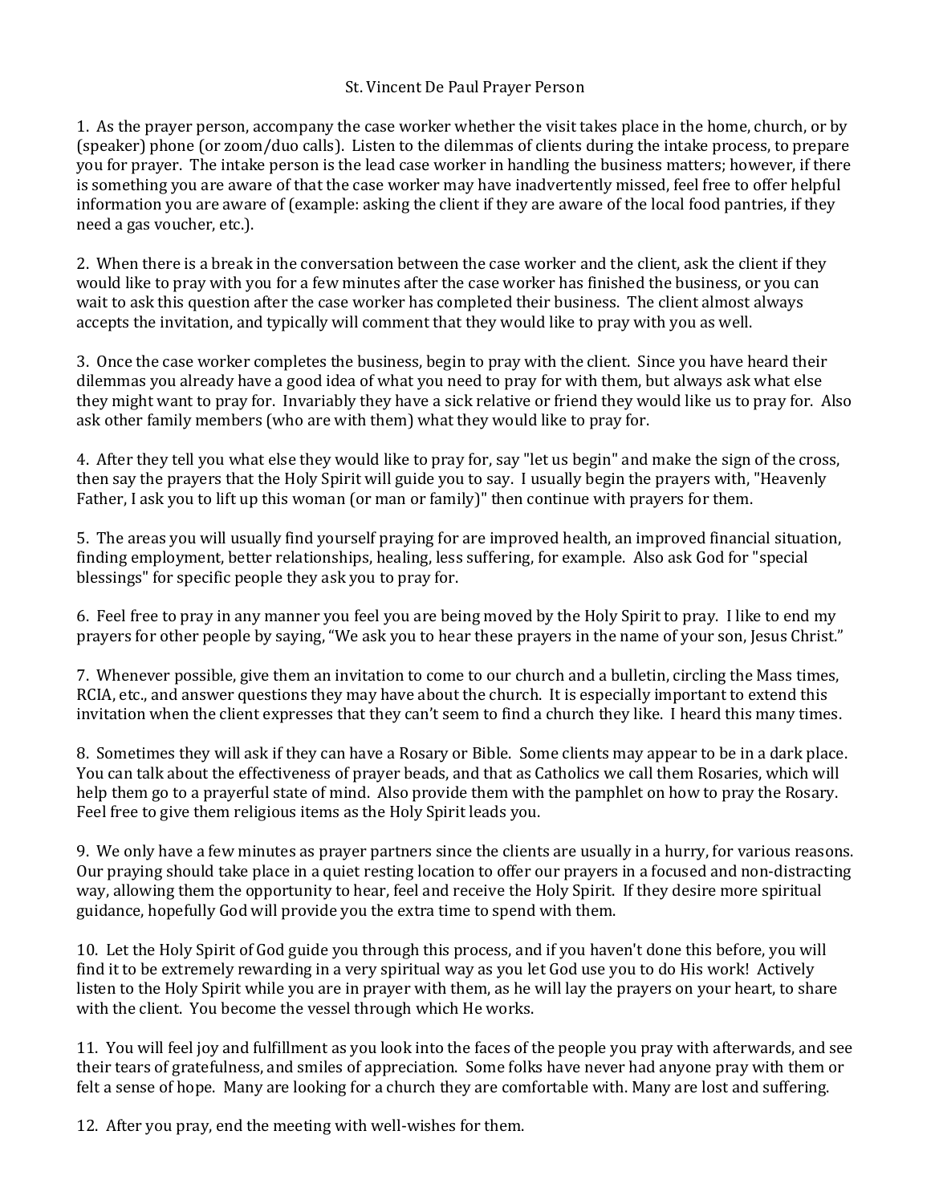# St. Vincent De Paul Prayer Person

1. As the prayer person, accompany the case worker whether the visit takes place in the home, church, or by (speaker) phone (or zoom/duo calls). Listen to the dilemmas of clients during the intake process, to prepare you for prayer. The intake person is the lead case worker in handling the business matters; however, if there is something you are aware of that the case worker may have inadvertently missed, feel free to offer helpful information you are aware of (example: asking the client if they are aware of the local food pantries, if they need a gas voucher, etc.).

2. When there is a break in the conversation between the case worker and the client, ask the client if they would like to pray with you for a few minutes after the case worker has finished the business, or you can wait to ask this question after the case worker has completed their business. The client almost always accepts the invitation, and typically will comment that they would like to pray with you as well.

3. Once the case worker completes the business, begin to pray with the client. Since you have heard their dilemmas you already have a good idea of what you need to pray for with them, but always ask what else they might want to pray for. Invariably they have a sick relative or friend they would like us to pray for. Also ask other family members (who are with them) what they would like to pray for.

4. After they tell you what else they would like to pray for, say "let us begin" and make the sign of the cross, then say the prayers that the Holy Spirit will guide you to say. I usually begin the prayers with, "Heavenly Father, I ask you to lift up this woman (or man or family)" then continue with prayers for them.

5. The areas you will usually find yourself praying for are improved health, an improved financial situation, finding employment, better relationships, healing, less suffering, for example. Also ask God for "special blessings" for specific people they ask you to pray for.

6. Feel free to pray in any manner you feel you are being moved by the Holy Spirit to pray. I like to end my prayers for other people by saying, "We ask you to hear these prayers in the name of your son, Jesus Christ."

7. Whenever possible, give them an invitation to come to our church and a bulletin, circling the Mass times, RCIA, etc., and answer questions they may have about the church. It is especially important to extend this invitation when the client expresses that they can't seem to find a church they like. I heard this many times.

8. Sometimes they will ask if they can have a Rosary or Bible. Some clients may appear to be in a dark place. You can talk about the effectiveness of prayer beads, and that as Catholics we call them Rosaries, which will help them go to a prayerful state of mind. Also provide them with the pamphlet on how to pray the Rosary. Feel free to give them religious items as the Holy Spirit leads you.

9. We only have a few minutes as prayer partners since the clients are usually in a hurry, for various reasons. Our praying should take place in a quiet resting location to offer our prayers in a focused and non-distracting way, allowing them the opportunity to hear, feel and receive the Holy Spirit. If they desire more spiritual guidance, hopefully God will provide you the extra time to spend with them.

10. Let the Holy Spirit of God guide you through this process, and if you haven't done this before, you will find it to be extremely rewarding in a very spiritual way as you let God use you to do His work! Actively listen to the Holy Spirit while you are in prayer with them, as he will lay the prayers on your heart, to share with the client. You become the vessel through which He works.

11. You will feel joy and fulfillment as you look into the faces of the people you pray with afterwards, and see their tears of gratefulness, and smiles of appreciation. Some folks have never had anyone pray with them or felt a sense of hope. Many are looking for a church they are comfortable with. Many are lost and suffering.

12. After you pray, end the meeting with well-wishes for them.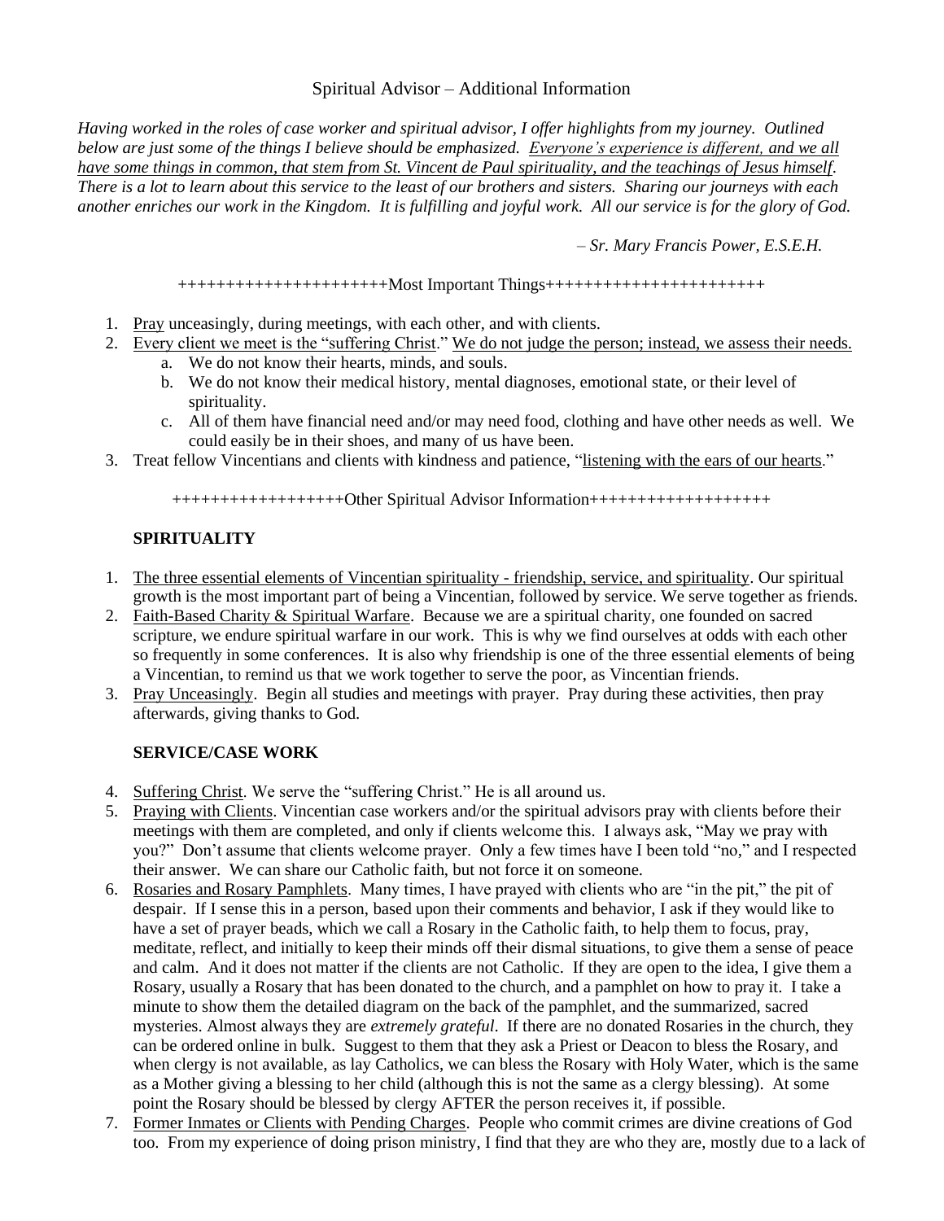Spiritual Advisor – Additional Information

*Having worked in the roles of case worker and spiritual advisor, I offer highlights from my journey. Outlined below are just some of the things I believe should be emphasized. Everyone's experience is different, and we all have some things in common, that stem from St. Vincent de Paul spirituality, and the teachings of Jesus himself. There is a lot to learn about this service to the least of our brothers and sisters. Sharing our journeys with each another enriches our work in the Kingdom. It is fulfilling and joyful work. All our service is for the glory of God.*

*– Sr. Mary Francis Power, E.S.E.H.*

++++++++++++++++++++++Most Important Things+++++++++++++++++++++++

1. Pray unceasingly, during meetings, with each other, and with clients.
2. Every client we meet is the "suffering Christ." We do not judge the person; instead, we assess their needs.
   a. We do not know their hearts, minds, and souls.
   b. We do not know their medical history, mental diagnoses, emotional state, or their level of spirituality.
   c. All of them have financial need and/or may need food, clothing and have other needs as well. We could easily be in their shoes, and many of us have been.
3. Treat fellow Vincentians and clients with kindness and patience, "listening with the ears of our hearts."

++++++++++++++++++Other Spiritual Advisor Information+++++++++++++++++++

**SPIRITUALITY**

1. The three essential elements of Vincentian spirituality - friendship, service, and spirituality. Our spiritual growth is the most important part of being a Vincentian, followed by service. We serve together as friends.
2. Faith-Based Charity & Spiritual Warfare. Because we are a spiritual charity, one founded on sacred scripture, we endure spiritual warfare in our work. This is why we find ourselves at odds with each other so frequently in some conferences. It is also why friendship is one of the three essential elements of being a Vincentian, to remind us that we work together to serve the poor, as Vincentian friends.
3. Pray Unceasingly. Begin all studies and meetings with prayer. Pray during these activities, then pray afterwards, giving thanks to God.

**SERVICE/CASE WORK**

4. Suffering Christ. We serve the "suffering Christ." He is all around us.
5. Praying with Clients. Vincentian case workers and/or the spiritual advisors pray with clients before their meetings with them are completed, and only if clients welcome this. I always ask, "May we pray with you?" Don't assume that clients welcome prayer. Only a few times have I been told "no," and I respected their answer. We can share our Catholic faith, but not force it on someone.
6. Rosaries and Rosary Pamphlets. Many times, I have prayed with clients who are "in the pit," the pit of despair. If I sense this in a person, based upon their comments and behavior, I ask if they would like to have a set of prayer beads, which we call a Rosary in the Catholic faith, to help them to focus, pray, meditate, reflect, and initially to keep their minds off their dismal situations, to give them a sense of peace and calm. And it does not matter if the clients are not Catholic. If they are open to the idea, I give them a Rosary, usually a Rosary that has been donated to the church, and a pamphlet on how to pray it. I take a minute to show them the detailed diagram on the back of the pamphlet, and the summarized, sacred mysteries. Almost always they are *extremely grateful*. If there are no donated Rosaries in the church, they can be ordered online in bulk. Suggest to them that they ask a Priest or Deacon to bless the Rosary, and when clergy is not available, as lay Catholics, we can bless the Rosary with Holy Water, which is the same as a Mother giving a blessing to her child (although this is not the same as a clergy blessing). At some point the Rosary should be blessed by clergy AFTER the person receives it, if possible.
7. Former Inmates or Clients with Pending Charges. People who commit crimes are divine creations of God too. From my experience of doing prison ministry, I find that they are who they are, mostly due to a lack of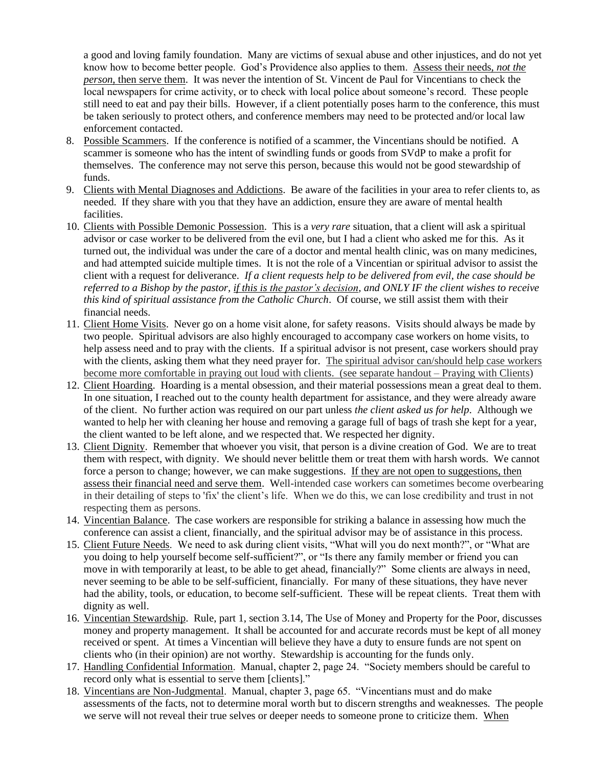a good and loving family foundation. Many are victims of sexual abuse and other injustices, and do not yet know how to become better people. God's Providence also applies to them. <u>Assess their needs, *not the person*, then serve them</u>. It was never the intention of St. Vincent de Paul for Vincentians to check the local newspapers for crime activity, or to check with local police about someone's record. These people still need to eat and pay their bills. However, if a client potentially poses harm to the conference, this must be taken seriously to protect others, and conference members may need to be protected and/or local law enforcement contacted.

8. <u>Possible Scammers</u>. If the conference is notified of a scammer, the Vincentians should be notified. A scammer is someone who has the intent of swindling funds or goods from SVdP to make a profit for themselves. The conference may not serve this person, because this would not be good stewardship of funds.
9. <u>Clients with Mental Diagnoses and Addictions</u>. Be aware of the facilities in your area to refer clients to, as needed. If they share with you that they have an addiction, ensure they are aware of mental health facilities.
10. <u>Clients with Possible Demonic Possession</u>. This is a *very rare* situation, that a client will ask a spiritual advisor or case worker to be delivered from the evil one, but I had a client who asked me for this. As it turned out, the individual was under the care of a doctor and mental health clinic, was on many medicines, and had attempted suicide multiple times. It is not the role of a Vincentian or spiritual advisor to assist the client with a request for deliverance. *If a client requests help to be delivered from evil, the case should be referred to a Bishop by the pastor, <u>if this is the pastor's decision</u>, and ONLY IF the client wishes to receive this kind of spiritual assistance from the Catholic Church*. Of course, we still assist them with their financial needs.
11. <u>Client Home Visits</u>. Never go on a home visit alone, for safety reasons. Visits should always be made by two people. Spiritual advisors are also highly encouraged to accompany case workers on home visits, to help assess need and to pray with the clients. If a spiritual advisor is not present, case workers should pray with the clients, asking them what they need prayer for. <u>The spiritual advisor can/should help case workers become more comfortable in praying out loud with clients. (see separate handout – Praying with Clients</u>)
12. <u>Client Hoarding</u>. Hoarding is a mental obsession, and their material possessions mean a great deal to them. In one situation, I reached out to the county health department for assistance, and they were already aware of the client. No further action was required on our part unless *the client asked us for help*. Although we wanted to help her with cleaning her house and removing a garage full of bags of trash she kept for a year, the client wanted to be left alone, and we respected that. We respected her dignity.
13. <u>Client Dignity</u>. Remember that whoever you visit, that person is a divine creation of God. We are to treat them with respect, with dignity. We should never belittle them or treat them with harsh words. We cannot force a person to change; however, we can make suggestions. <u>If they are not open to suggestions, then assess their financial need and serve them</u>. Well-intended case workers can sometimes become overbearing in their detailing of steps to 'fix' the client's life. When we do this, we can lose credibility and trust in not respecting them as persons.
14. <u>Vincentian Balance</u>. The case workers are responsible for striking a balance in assessing how much the conference can assist a client, financially, and the spiritual advisor may be of assistance in this process.
15. <u>Client Future Needs</u>. We need to ask during client visits, "What will you do next month?", or "What are you doing to help yourself become self-sufficient?", or "Is there any family member or friend you can move in with temporarily at least, to be able to get ahead, financially?" Some clients are always in need, never seeming to be able to be self-sufficient, financially. For many of these situations, they have never had the ability, tools, or education, to become self-sufficient. These will be repeat clients. Treat them with dignity as well.
16. <u>Vincentian Stewardship</u>. Rule, part 1, section 3.14, The Use of Money and Property for the Poor, discusses money and property management. It shall be accounted for and accurate records must be kept of all money received or spent. At times a Vincentian will believe they have a duty to ensure funds are not spent on clients who (in their opinion) are not worthy. Stewardship is accounting for the funds only.
17. <u>Handling Confidential Information</u>. Manual, chapter 2, page 24. "Society members should be careful to record only what is essential to serve them [clients]."
18. <u>Vincentians are Non-Judgmental</u>. Manual, chapter 3, page 65. "Vincentians must and do make assessments of the facts, not to determine moral worth but to discern strengths and weaknesses. The people we serve will not reveal their true selves or deeper needs to someone prone to criticize them. <u>When</u>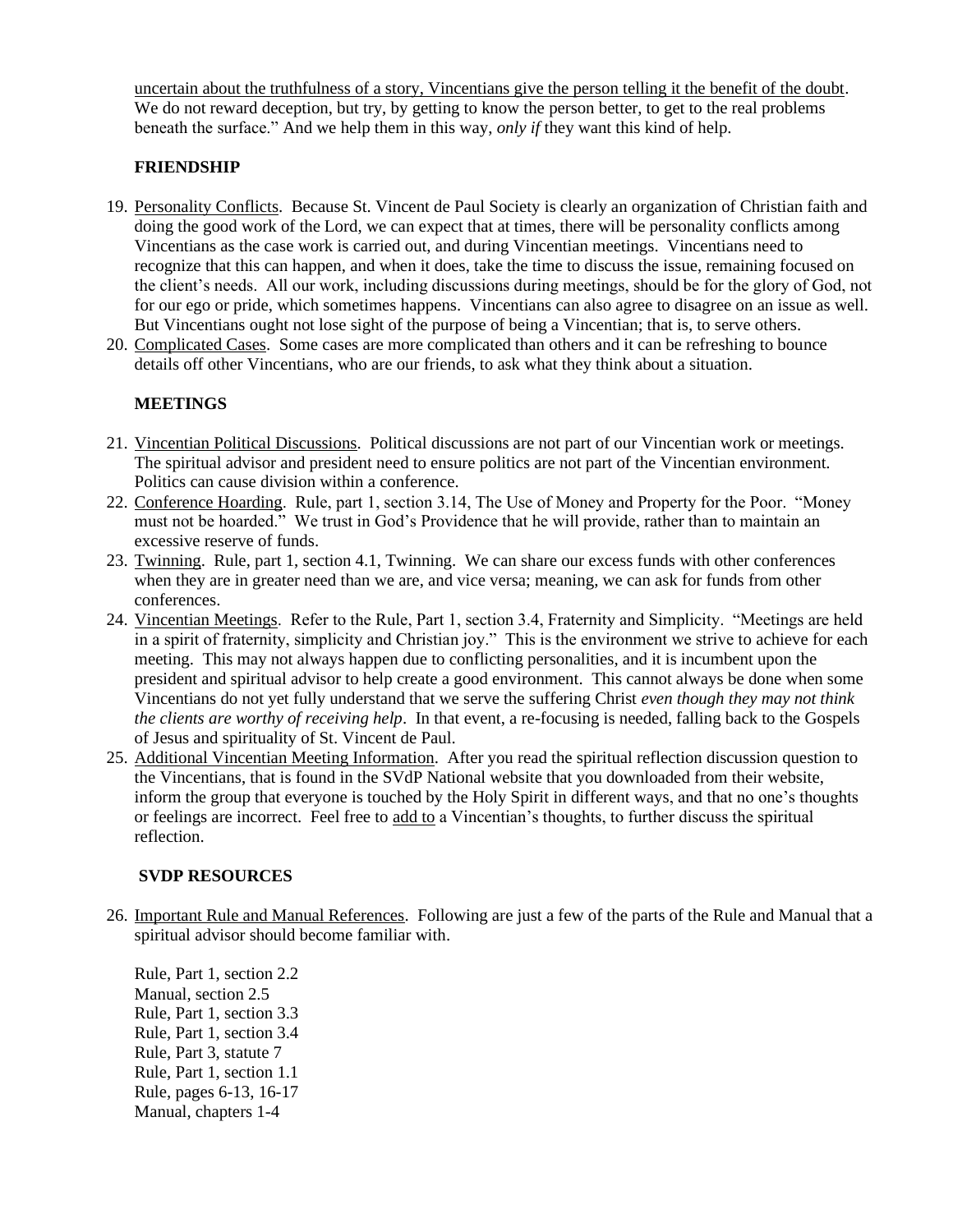uncertain about the truthfulness of a story, Vincentians give the person telling it the benefit of the doubt. We do not reward deception, but try, by getting to know the person better, to get to the real problems beneath the surface." And we help them in this way, *only if* they want this kind of help.

**FRIENDSHIP**

19. Personality Conflicts. Because St. Vincent de Paul Society is clearly an organization of Christian faith and doing the good work of the Lord, we can expect that at times, there will be personality conflicts among Vincentians as the case work is carried out, and during Vincentian meetings. Vincentians need to recognize that this can happen, and when it does, take the time to discuss the issue, remaining focused on the client's needs. All our work, including discussions during meetings, should be for the glory of God, not for our ego or pride, which sometimes happens. Vincentians can also agree to disagree on an issue as well. But Vincentians ought not lose sight of the purpose of being a Vincentian; that is, to serve others.
20. Complicated Cases. Some cases are more complicated than others and it can be refreshing to bounce details off other Vincentians, who are our friends, to ask what they think about a situation.

**MEETINGS**

21. Vincentian Political Discussions. Political discussions are not part of our Vincentian work or meetings. The spiritual advisor and president need to ensure politics are not part of the Vincentian environment. Politics can cause division within a conference.
22. Conference Hoarding. Rule, part 1, section 3.14, The Use of Money and Property for the Poor. "Money must not be hoarded." We trust in God's Providence that he will provide, rather than to maintain an excessive reserve of funds.
23. Twinning. Rule, part 1, section 4.1, Twinning. We can share our excess funds with other conferences when they are in greater need than we are, and vice versa; meaning, we can ask for funds from other conferences.
24. Vincentian Meetings. Refer to the Rule, Part 1, section 3.4, Fraternity and Simplicity. "Meetings are held in a spirit of fraternity, simplicity and Christian joy." This is the environment we strive to achieve for each meeting. This may not always happen due to conflicting personalities, and it is incumbent upon the president and spiritual advisor to help create a good environment. This cannot always be done when some Vincentians do not yet fully understand that we serve the suffering Christ *even though they may not think the clients are worthy of receiving help*. In that event, a re-focusing is needed, falling back to the Gospels of Jesus and spirituality of St. Vincent de Paul.
25. Additional Vincentian Meeting Information. After you read the spiritual reflection discussion question to the Vincentians, that is found in the SVdP National website that you downloaded from their website, inform the group that everyone is touched by the Holy Spirit in different ways, and that no one's thoughts or feelings are incorrect. Feel free to add to a Vincentian's thoughts, to further discuss the spiritual reflection.

**SVDP RESOURCES**

26. Important Rule and Manual References. Following are just a few of the parts of the Rule and Manual that a spiritual advisor should become familiar with.

    Rule, Part 1, section 2.2
    Manual, section 2.5
    Rule, Part 1, section 3.3
    Rule, Part 1, section 3.4
    Rule, Part 3, statute 7
    Rule, Part 1, section 1.1
    Rule, pages 6-13, 16-17
    Manual, chapters 1-4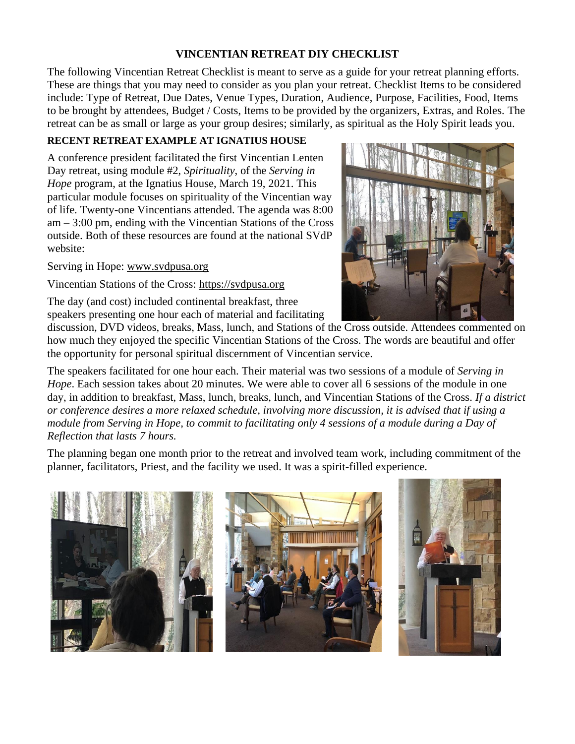# VINCENTIAN RETREAT DIY CHECKLIST

The following Vincentian Retreat Checklist is meant to serve as a guide for your retreat planning efforts. These are things that you may need to consider as you plan your retreat. Checklist Items to be considered include: Type of Retreat, Due Dates, Venue Types, Duration, Audience, Purpose, Facilities, Food, Items to be brought by attendees, Budget / Costs, Items to be provided by the organizers, Extras, and Roles. The retreat can be as small or large as your group desires; similarly, as spiritual as the Holy Spirit leads you.

## RECENT RETREAT EXAMPLE AT IGNATIUS HOUSE

A conference president facilitated the first Vincentian Lenten Day retreat, using module #2, *Spirituality*, of the *Serving in Hope* program, at the Ignatius House, March 19, 2021. This particular module focuses on spirituality of the Vincentian way of life. Twenty-one Vincentians attended. The agenda was 8:00 am – 3:00 pm, ending with the Vincentian Stations of the Cross outside. Both of these resources are found at the national SVdP website:

Serving in Hope: www.svdpusa.org

Vincentian Stations of the Cross: https://svdpusa.org

The day (and cost) included continental breakfast, three speakers presenting one hour each of material and facilitating discussion, DVD videos, breaks, Mass, lunch, and Stations of the Cross outside. Attendees commented on how much they enjoyed the specific Vincentian Stations of the Cross. The words are beautiful and offer the opportunity for personal spiritual discernment of Vincentian service.

The speakers facilitated for one hour each. Their material was two sessions of a module of *Serving in Hope*. Each session takes about 20 minutes. We were able to cover all 6 sessions of the module in one day, in addition to breakfast, Mass, lunch, breaks, lunch, and Vincentian Stations of the Cross. *If a district or conference desires a more relaxed schedule, involving more discussion, it is advised that if using a module from Serving in Hope, to commit to facilitating only 4 sessions of a module during a Day of Reflection that lasts 7 hours.*

The planning began one month prior to the retreat and involved team work, including commitment of the planner, facilitators, Priest, and the facility we used. It was a spirit-filled experience.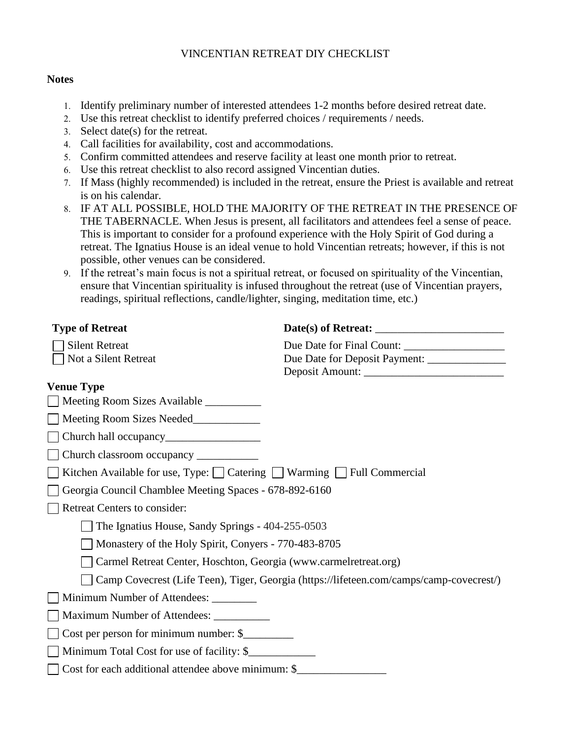VINCENTIAN RETREAT DIY CHECKLIST

**Notes**

1. Identify preliminary number of interested attendees 1-2 months before desired retreat date.
2. Use this retreat checklist to identify preferred choices / requirements / needs.
3. Select date(s) for the retreat.
4. Call facilities for availability, cost and accommodations.
5. Confirm committed attendees and reserve facility at least one month prior to retreat.
6. Use this retreat checklist to also record assigned Vincentian duties.
7. If Mass (highly recommended) is included in the retreat, ensure the Priest is available and retreat is on his calendar.
8. IF AT ALL POSSIBLE, HOLD THE MAJORITY OF THE RETREAT IN THE PRESENCE OF THE TABERNACLE. When Jesus is present, all facilitators and attendees feel a sense of peace. This is important to consider for a profound experience with the Holy Spirit of God during a retreat. The Ignatius House is an ideal venue to hold Vincentian retreats; however, if this is not possible, other venues can be considered.
9. If the retreat's main focus is not a spiritual retreat, or focused on spirituality of the Vincentian, ensure that Vincentian spirituality is infused throughout the retreat (use of Vincentian prayers, readings, spiritual reflections, candle/lighter, singing, meditation time, etc.)

**Type of Retreat**

☐ Silent Retreat
☐ Not a Silent Retreat

**Date(s) of Retreat:** _______________________

Due Date for Final Count: __________________
Due Date for Deposit Payment: ______________
Deposit Amount: _________________________

**Venue Type**

☐ Meeting Room Sizes Available __________

☐ Meeting Room Sizes Needed____________

☐ Church hall occupancy_________________

☐ Church classroom occupancy ___________

☐ Kitchen Available for use, Type: ☐ Catering ☐ Warming ☐ Full Commercial

☐ Georgia Council Chamblee Meeting Spaces - 678-892-6160

☐ Retreat Centers to consider:

- ☐ The Ignatius House, Sandy Springs - 404-255-0503
- ☐ Monastery of the Holy Spirit, Conyers - 770-483-8705
- ☐ Carmel Retreat Center, Hoschton, Georgia (www.carmelretreat.org)
- ☐ Camp Covecrest (Life Teen), Tiger, Georgia (https://lifeteen.com/camps/camp-covecrest/)

☐ Minimum Number of Attendees: ________

☐ Maximum Number of Attendees: __________

☐ Cost per person for minimum number: $_________

☐ Minimum Total Cost for use of facility: $____________

☐ Cost for each additional attendee above minimum: $________________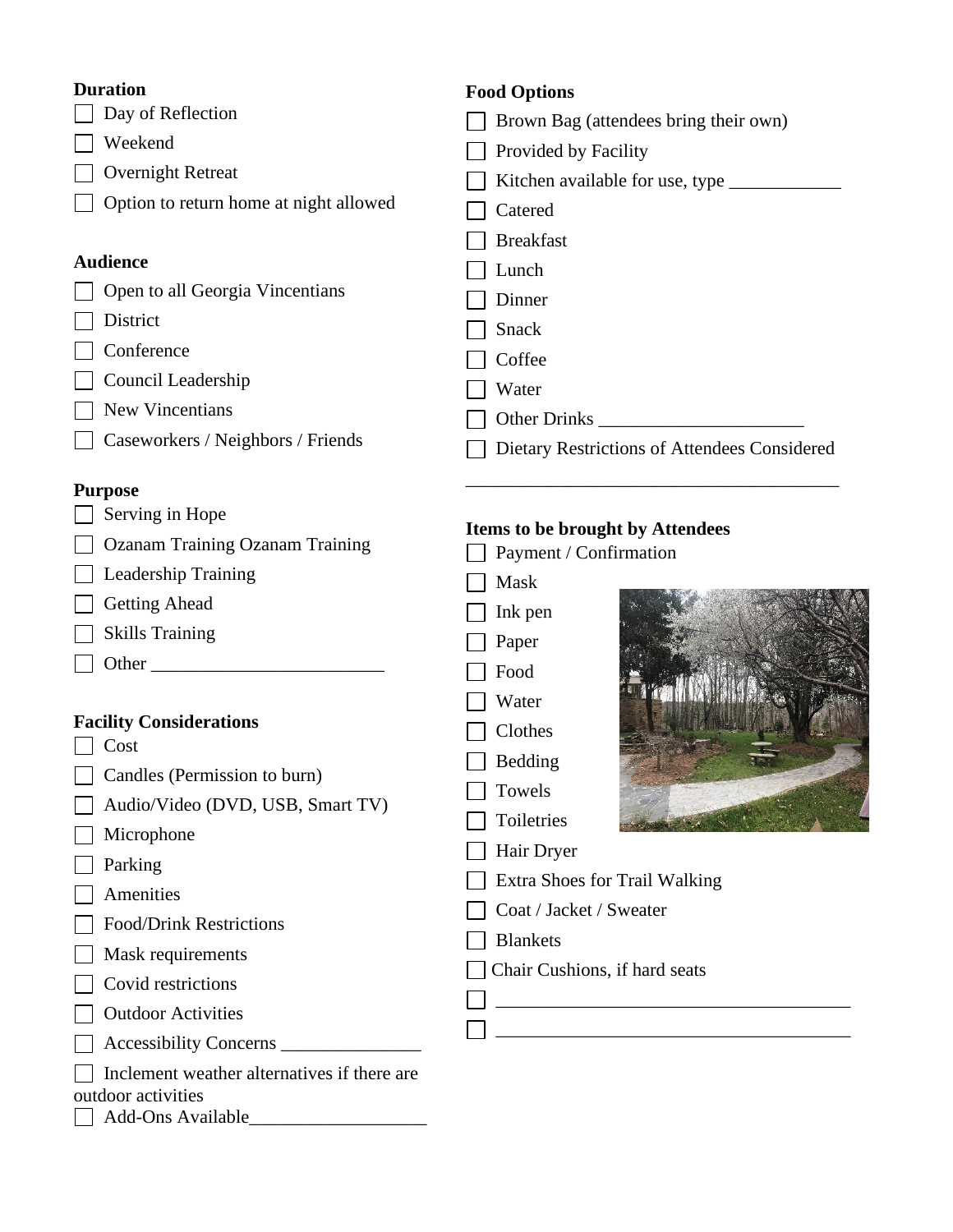**Duration**

- [ ] Day of Reflection
- [ ] Weekend
- [ ] Overnight Retreat
- [ ] Option to return home at night allowed

**Audience**

- [ ] Open to all Georgia Vincentians
- [ ] District
- [ ] Conference
- [ ] Council Leadership
- [ ] New Vincentians
- [ ] Caseworkers / Neighbors / Friends

**Purpose**

- [ ] Serving in Hope
- [ ] Ozanam Training Ozanam Training
- [ ] Leadership Training
- [ ] Getting Ahead
- [ ] Skills Training
- [ ] Other ________________________

**Facility Considerations**

- [ ] Cost
- [ ] Candles (Permission to burn)
- [ ] Audio/Video (DVD, USB, Smart TV)
- [ ] Microphone
- [ ] Parking
- [ ] Amenities
- [ ] Food/Drink Restrictions
- [ ] Mask requirements
- [ ] Covid restrictions
- [ ] Outdoor Activities
- [ ] Accessibility Concerns _______________
- [ ] Inclement weather alternatives if there are outdoor activities
- [ ] Add-Ons Available___________________

**Food Options**

- [ ] Brown Bag (attendees bring their own)
- [ ] Provided by Facility
- [ ] Kitchen available for use, type ____________
- [ ] Catered
- [ ] Breakfast
- [ ] Lunch
- [ ] Dinner
- [ ] Snack
- [ ] Coffee
- [ ] Water
- [ ] Other Drinks ______________________
- [ ] Dietary Restrictions of Attendees Considered

________________________________________

**Items to be brought by Attendees**

- [ ] Payment / Confirmation
- [ ] Mask
- [ ] Ink pen
- [ ] Paper
- [ ] Food
- [ ] Water
- [ ] Clothes
- [ ] Bedding
- [ ] Towels
- [ ] Toiletries
- [ ] Hair Dryer
- [ ] Extra Shoes for Trail Walking
- [ ] Coat / Jacket / Sweater
- [ ] Blankets
- [ ] Chair Cushions, if hard seats
- [ ] ______________________________________
- [ ] ______________________________________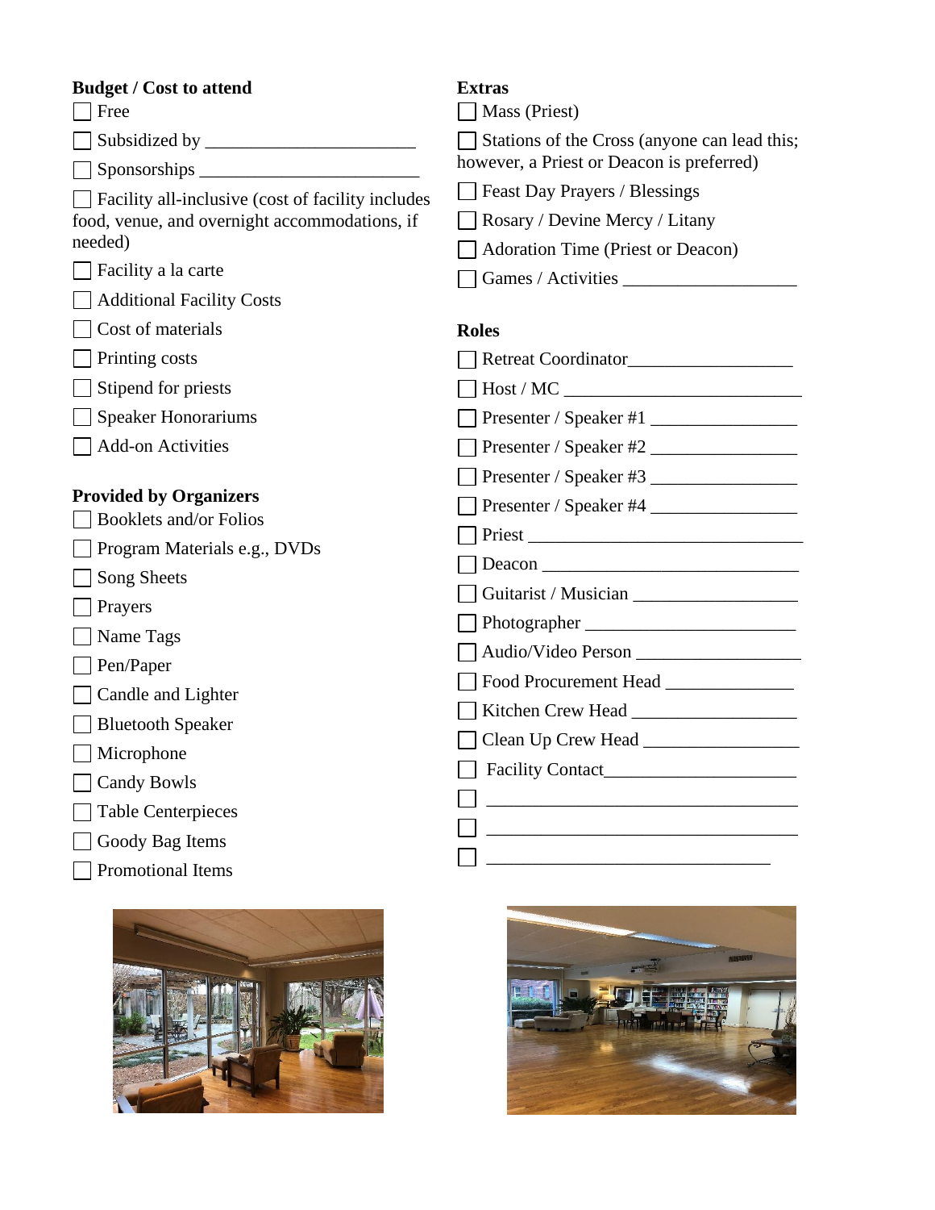**Budget / Cost to attend**

- ☐ Free
- ☐ Subsidized by _______________________
- ☐ Sponsorships ________________________
- ☐ Facility all-inclusive (cost of facility includes food, venue, and overnight accommodations, if needed)
- ☐ Facility a la carte
- ☐ Additional Facility Costs
- ☐ Cost of materials
- ☐ Printing costs
- ☐ Stipend for priests
- ☐ Speaker Honorariums
- ☐ Add-on Activities

**Provided by Organizers**

- ☐ Booklets and/or Folios
- ☐ Program Materials e.g., DVDs
- ☐ Song Sheets
- ☐ Prayers
- ☐ Name Tags
- ☐ Pen/Paper
- ☐ Candle and Lighter
- ☐ Bluetooth Speaker
- ☐ Microphone
- ☐ Candy Bowls
- ☐ Table Centerpieces
- ☐ Goody Bag Items
- ☐ Promotional Items

**Extras**

- ☐ Mass (Priest)
- ☐ Stations of the Cross (anyone can lead this; however, a Priest or Deacon is preferred)
- ☐ Feast Day Prayers / Blessings
- ☐ Rosary / Devine Mercy / Litany
- ☐ Adoration Time (Priest or Deacon)
- ☐ Games / Activities ___________________

**Roles**

- ☐ Retreat Coordinator__________________
- ☐ Host / MC __________________________
- ☐ Presenter / Speaker #1 ________________
- ☐ Presenter / Speaker #2 ________________
- ☐ Presenter / Speaker #3 ________________
- ☐ Presenter / Speaker #4 ________________
- ☐ Priest ______________________________
- ☐ Deacon _____________________________
- ☐ Guitarist / Musician __________________
- ☐ Photographer _______________________
- ☐ Audio/Video Person __________________
- ☐ Food Procurement Head ______________
- ☐ Kitchen Crew Head __________________
- ☐ Clean Up Crew Head _________________
- ☐ Facility Contact_____________________
- ☐ _________________________________
- ☐ _________________________________
- ☐ ______________________________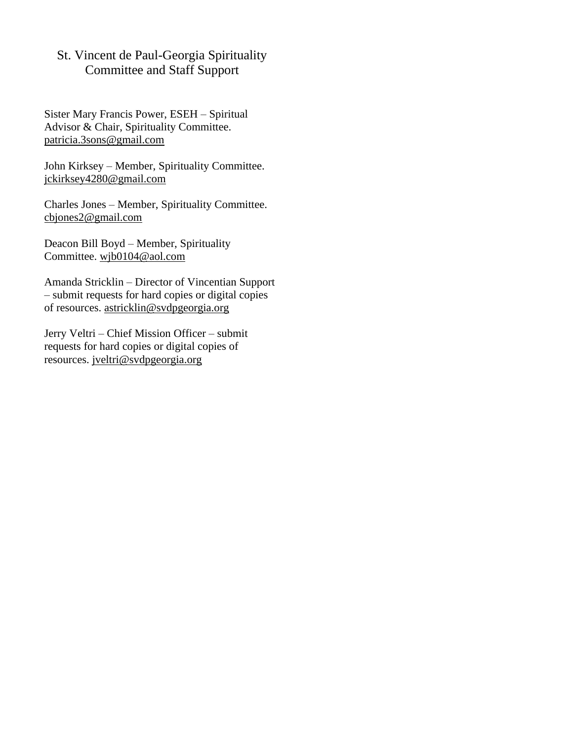# St. Vincent de Paul-Georgia Spirituality Committee and Staff Support

Sister Mary Francis Power, ESEH – Spiritual Advisor & Chair, Spirituality Committee. patricia.3sons@gmail.com

John Kirksey – Member, Spirituality Committee. jckirksey4280@gmail.com

Charles Jones – Member, Spirituality Committee. cbjones2@gmail.com

Deacon Bill Boyd – Member, Spirituality Committee. wjb0104@aol.com

Amanda Stricklin – Director of Vincentian Support – submit requests for hard copies or digital copies of resources. astricklin@svdpgeorgia.org

Jerry Veltri – Chief Mission Officer – submit requests for hard copies or digital copies of resources. jveltri@svdpgeorgia.org